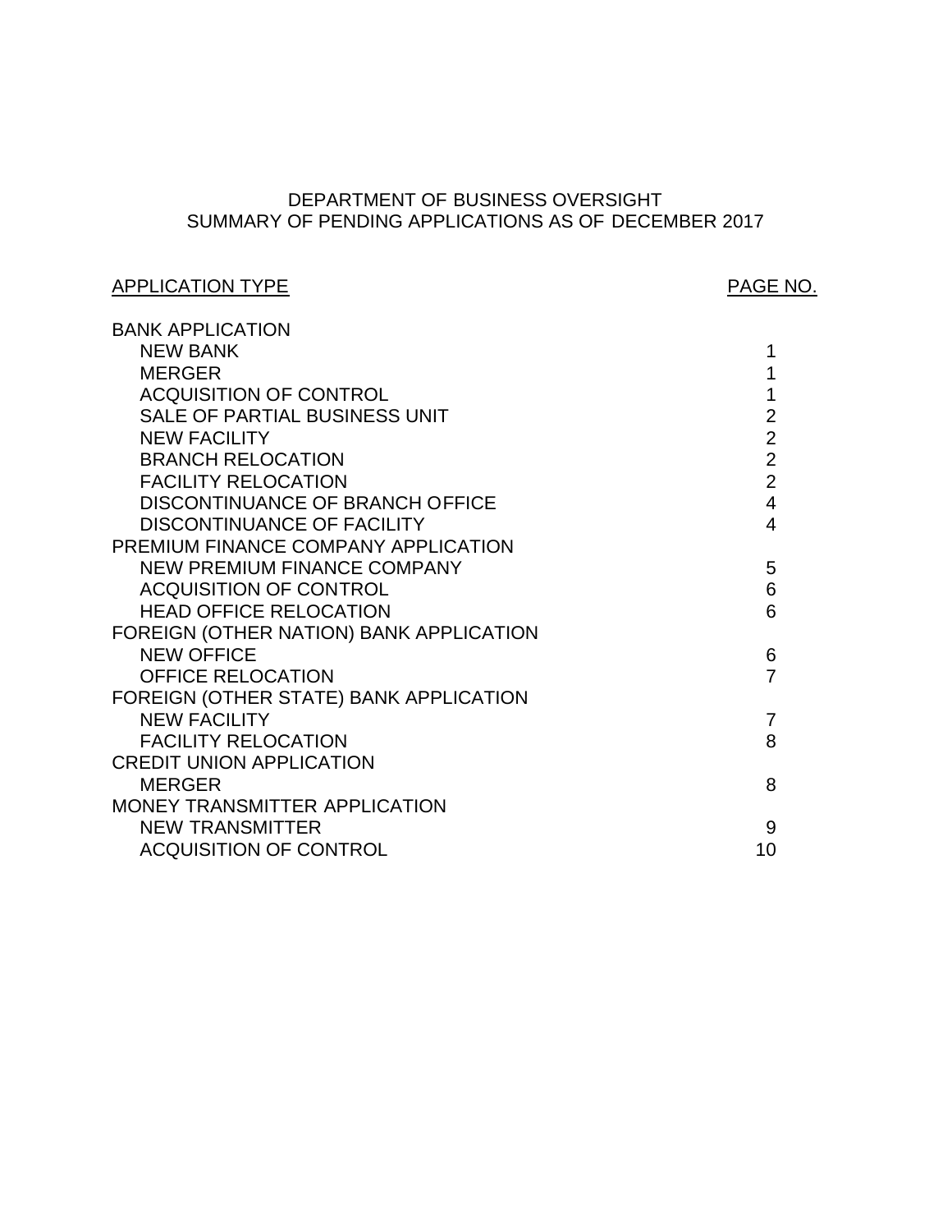# DEPARTMENT OF BUSINESS OVERSIGHT
## SUMMARY OF PENDING APPLICATIONS AS OF DECEMBER 2017

| APPLICATION TYPE | PAGE NO. |
|---|---|
| BANK APPLICATION | |
| NEW BANK | 1 |
| MERGER | 1 |
| ACQUISITION OF CONTROL | 1 |
| SALE OF PARTIAL BUSINESS UNIT | 2 |
| NEW FACILITY | 2 |
| BRANCH RELOCATION | 2 |
| FACILITY RELOCATION | 2 |
| DISCONTINUANCE OF BRANCH OFFICE | 4 |
| DISCONTINUANCE OF FACILITY | 4 |
| PREMIUM FINANCE COMPANY APPLICATION | |
| NEW PREMIUM FINANCE COMPANY | 5 |
| ACQUISITION OF CONTROL | 6 |
| HEAD OFFICE RELOCATION | 6 |
| FOREIGN (OTHER NATION) BANK APPLICATION | |
| NEW OFFICE | 6 |
| OFFICE RELOCATION | 7 |
| FOREIGN (OTHER STATE) BANK APPLICATION | |
| NEW FACILITY | 7 |
| FACILITY RELOCATION | 8 |
| CREDIT UNION APPLICATION | |
| MERGER | 8 |
| MONEY TRANSMITTER APPLICATION | |
| NEW TRANSMITTER | 9 |
| ACQUISITION OF CONTROL | 10 |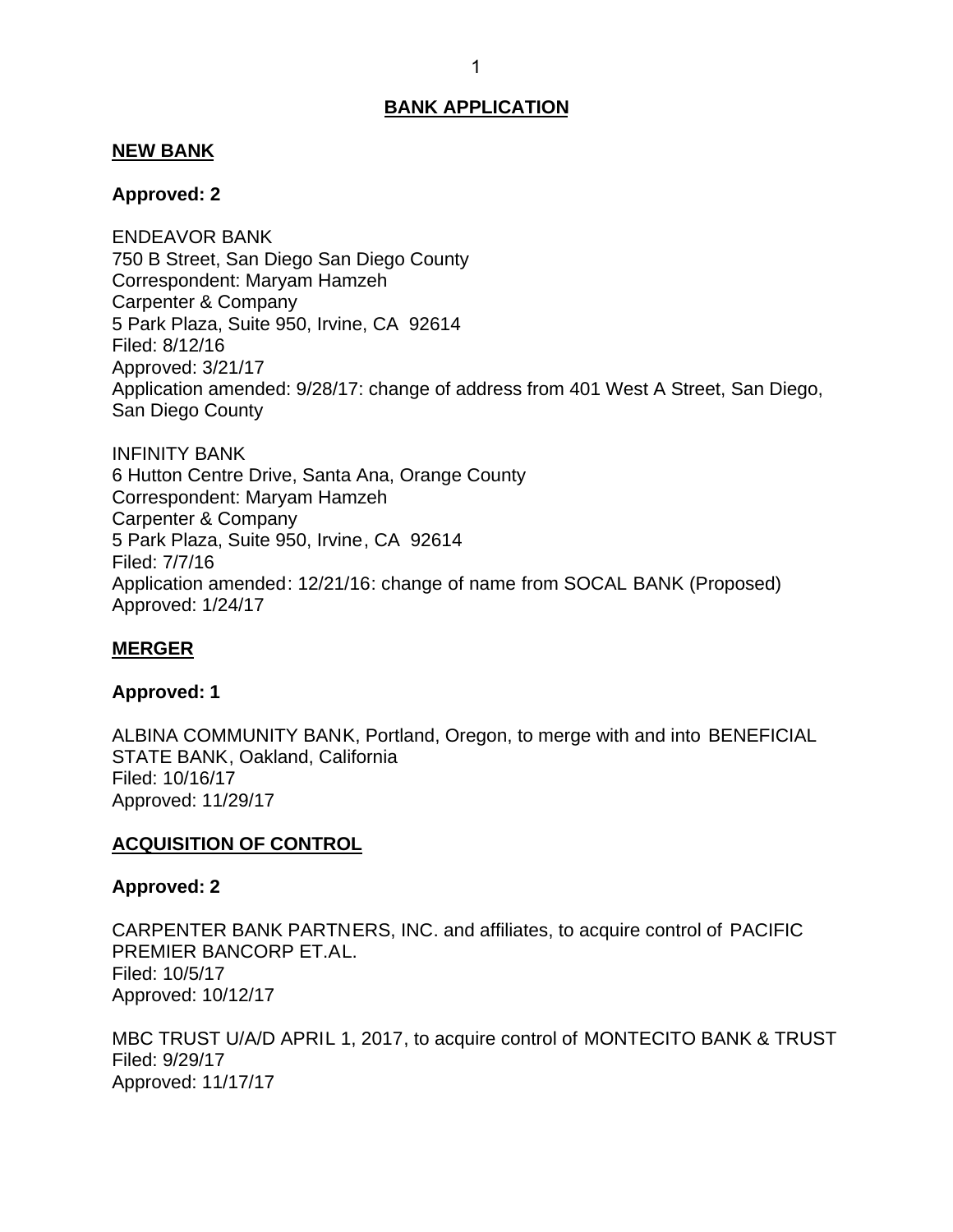## BANK APPLICATION

### NEW BANK

**Approved: 2**

ENDEAVOR BANK
750 B Street, San Diego San Diego County
Correspondent: Maryam Hamzeh
Carpenter & Company
5 Park Plaza, Suite 950, Irvine, CA 92614
Filed: 8/12/16
Approved: 3/21/17
Application amended: 9/28/17: change of address from 401 West A Street, San Diego, San Diego County

INFINITY BANK
6 Hutton Centre Drive, Santa Ana, Orange County
Correspondent: Maryam Hamzeh
Carpenter & Company
5 Park Plaza, Suite 950, Irvine, CA 92614
Filed: 7/7/16
Application amended: 12/21/16: change of name from SOCAL BANK (Proposed)
Approved: 1/24/17

### MERGER

**Approved: 1**

ALBINA COMMUNITY BANK, Portland, Oregon, to merge with and into BENEFICIAL STATE BANK, Oakland, California
Filed: 10/16/17
Approved: 11/29/17

### ACQUISITION OF CONTROL

**Approved: 2**

CARPENTER BANK PARTNERS, INC. and affiliates, to acquire control of PACIFIC PREMIER BANCORP ET.AL.
Filed: 10/5/17
Approved: 10/12/17

MBC TRUST U/A/D APRIL 1, 2017, to acquire control of MONTECITO BANK & TRUST
Filed: 9/29/17
Approved: 11/17/17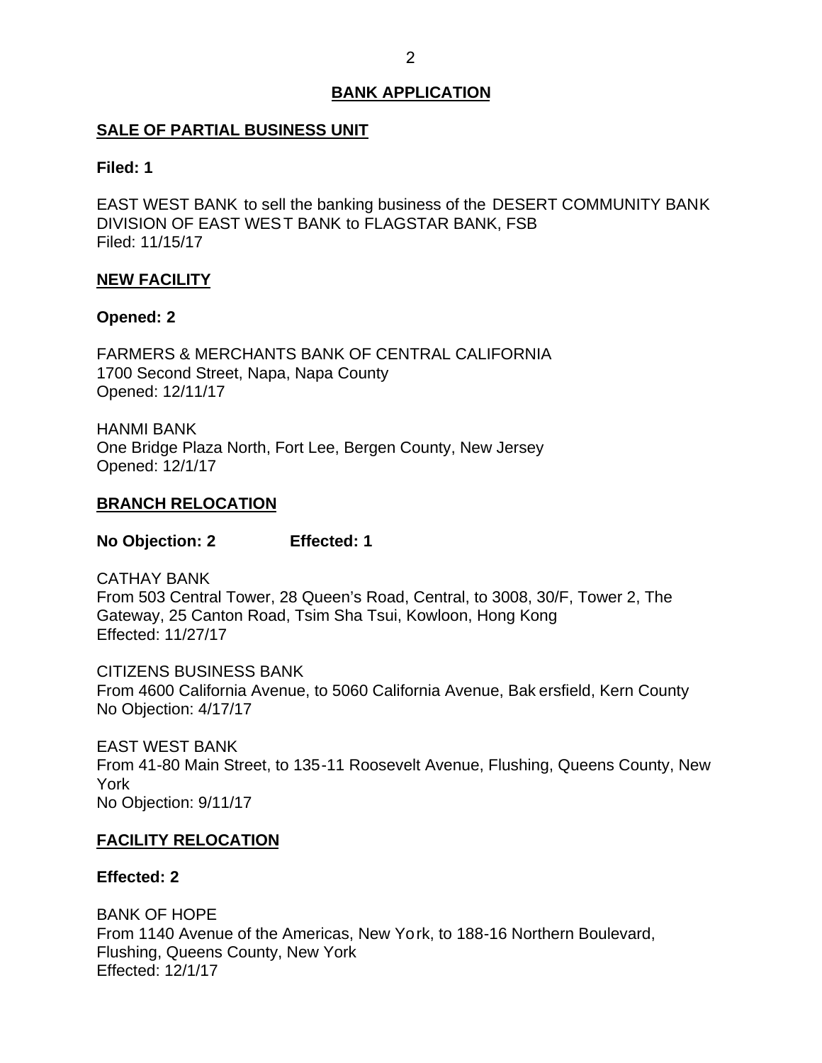## BANK APPLICATION

### SALE OF PARTIAL BUSINESS UNIT

**Filed: 1**

EAST WEST BANK to sell the banking business of the DESERT COMMUNITY BANK DIVISION OF EAST WEST BANK to FLAGSTAR BANK, FSB
Filed: 11/15/17

### NEW FACILITY

**Opened: 2**

FARMERS & MERCHANTS BANK OF CENTRAL CALIFORNIA
1700 Second Street, Napa, Napa County
Opened: 12/11/17

HANMI BANK
One Bridge Plaza North, Fort Lee, Bergen County, New Jersey
Opened: 12/1/17

### BRANCH RELOCATION

**No Objection: 2 Effected: 1**

CATHAY BANK
From 503 Central Tower, 28 Queen's Road, Central, to 3008, 30/F, Tower 2, The Gateway, 25 Canton Road, Tsim Sha Tsui, Kowloon, Hong Kong
Effected: 11/27/17

CITIZENS BUSINESS BANK
From 4600 California Avenue, to 5060 California Avenue, Bakersfield, Kern County
No Objection: 4/17/17

EAST WEST BANK
From 41-80 Main Street, to 135-11 Roosevelt Avenue, Flushing, Queens County, New York
No Objection: 9/11/17

### FACILITY RELOCATION

**Effected: 2**

BANK OF HOPE
From 1140 Avenue of the Americas, New York, to 188-16 Northern Boulevard, Flushing, Queens County, New York
Effected: 12/1/17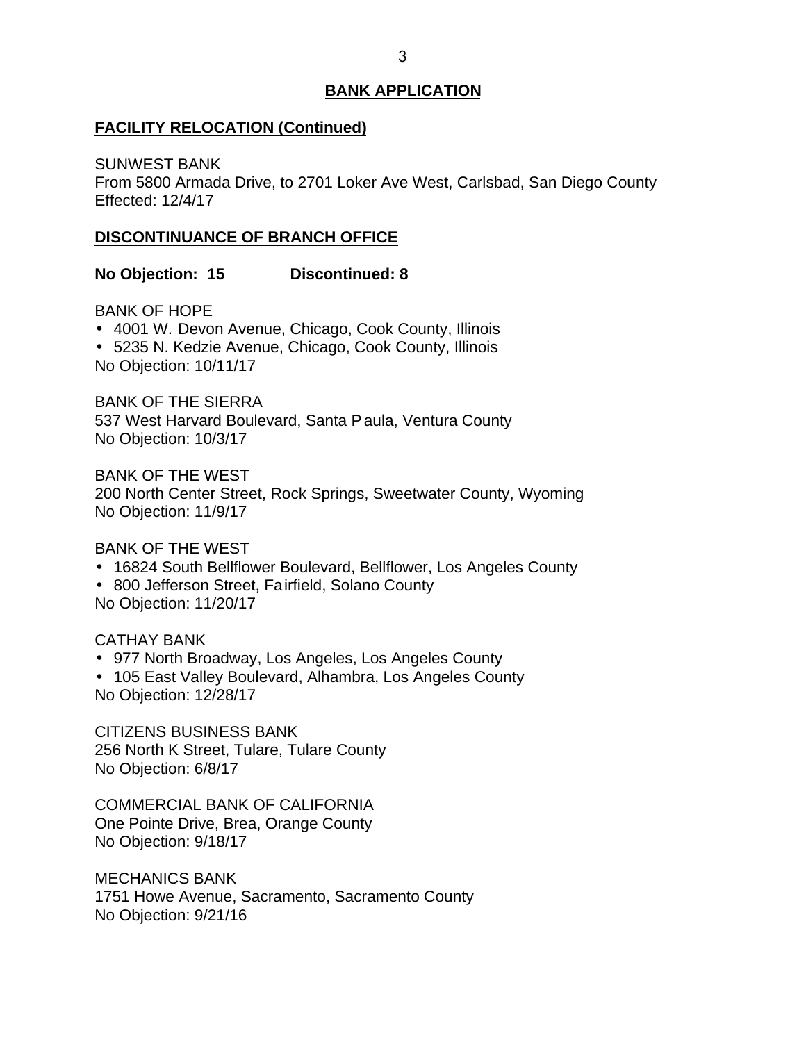## BANK APPLICATION

### FACILITY RELOCATION (Continued)

SUNWEST BANK
From 5800 Armada Drive, to 2701 Loker Ave West, Carlsbad, San Diego County
Effected: 12/4/17

### DISCONTINUANCE OF BRANCH OFFICE

**No Objection: 15 Discontinued: 8**

BANK OF HOPE
- 4001 W. Devon Avenue, Chicago, Cook County, Illinois
- 5235 N. Kedzie Avenue, Chicago, Cook County, Illinois

No Objection: 10/11/17

BANK OF THE SIERRA
537 West Harvard Boulevard, Santa Paula, Ventura County
No Objection: 10/3/17

BANK OF THE WEST
200 North Center Street, Rock Springs, Sweetwater County, Wyoming
No Objection: 11/9/17

BANK OF THE WEST
- 16824 South Bellflower Boulevard, Bellflower, Los Angeles County
- 800 Jefferson Street, Fairfield, Solano County

No Objection: 11/20/17

CATHAY BANK
- 977 North Broadway, Los Angeles, Los Angeles County
- 105 East Valley Boulevard, Alhambra, Los Angeles County

No Objection: 12/28/17

CITIZENS BUSINESS BANK
256 North K Street, Tulare, Tulare County
No Objection: 6/8/17

COMMERCIAL BANK OF CALIFORNIA
One Pointe Drive, Brea, Orange County
No Objection: 9/18/17

MECHANICS BANK
1751 Howe Avenue, Sacramento, Sacramento County
No Objection: 9/21/16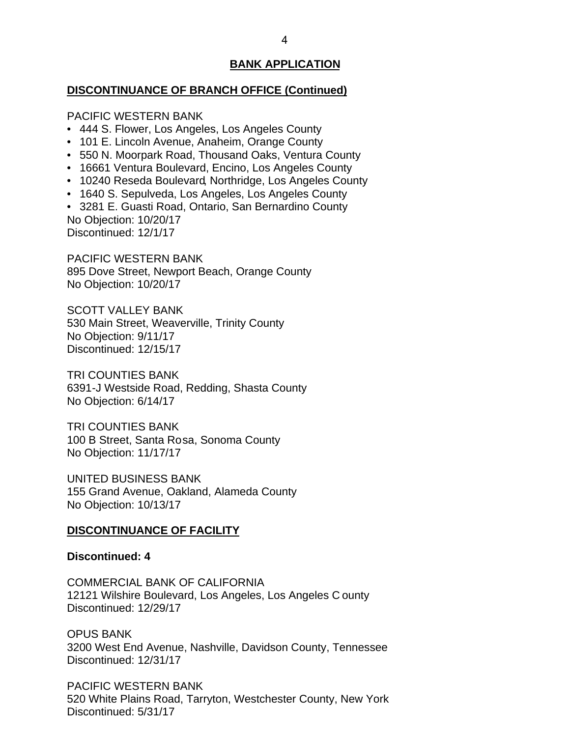## BANK APPLICATION

### DISCONTINUANCE OF BRANCH OFFICE (Continued)

PACIFIC WESTERN BANK
- 444 S. Flower, Los Angeles, Los Angeles County
- 101 E. Lincoln Avenue, Anaheim, Orange County
- 550 N. Moorpark Road, Thousand Oaks, Ventura County
- 16661 Ventura Boulevard, Encino, Los Angeles County
- 10240 Reseda Boulevard, Northridge, Los Angeles County
- 1640 S. Sepulveda, Los Angeles, Los Angeles County
- 3281 E. Guasti Road, Ontario, San Bernardino County

No Objection: 10/20/17
Discontinued: 12/1/17

PACIFIC WESTERN BANK
895 Dove Street, Newport Beach, Orange County
No Objection: 10/20/17

SCOTT VALLEY BANK
530 Main Street, Weaverville, Trinity County
No Objection: 9/11/17
Discontinued: 12/15/17

TRI COUNTIES BANK
6391-J Westside Road, Redding, Shasta County
No Objection: 6/14/17

TRI COUNTIES BANK
100 B Street, Santa Rosa, Sonoma County
No Objection: 11/17/17

UNITED BUSINESS BANK
155 Grand Avenue, Oakland, Alameda County
No Objection: 10/13/17

### DISCONTINUANCE OF FACILITY

**Discontinued: 4**

COMMERCIAL BANK OF CALIFORNIA
12121 Wilshire Boulevard, Los Angeles, Los Angeles County
Discontinued: 12/29/17

OPUS BANK
3200 West End Avenue, Nashville, Davidson County, Tennessee
Discontinued: 12/31/17

PACIFIC WESTERN BANK
520 White Plains Road, Tarryton, Westchester County, New York
Discontinued: 5/31/17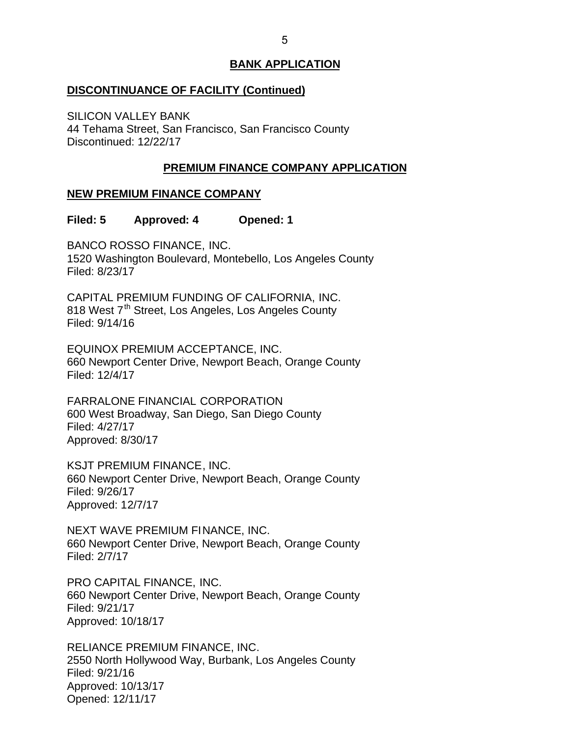## BANK APPLICATION

### DISCONTINUANCE OF FACILITY (Continued)

SILICON VALLEY BANK
44 Tehama Street, San Francisco, San Francisco County
Discontinued: 12/22/17

## PREMIUM FINANCE COMPANY APPLICATION

### NEW PREMIUM FINANCE COMPANY

**Filed: 5 Approved: 4 Opened: 1**

BANCO ROSSO FINANCE, INC.
1520 Washington Boulevard, Montebello, Los Angeles County
Filed: 8/23/17

CAPITAL PREMIUM FUNDING OF CALIFORNIA, INC.
818 West 7th Street, Los Angeles, Los Angeles County
Filed: 9/14/16

EQUINOX PREMIUM ACCEPTANCE, INC.
660 Newport Center Drive, Newport Beach, Orange County
Filed: 12/4/17

FARRALONE FINANCIAL CORPORATION
600 West Broadway, San Diego, San Diego County
Filed: 4/27/17
Approved: 8/30/17

KSJT PREMIUM FINANCE, INC.
660 Newport Center Drive, Newport Beach, Orange County
Filed: 9/26/17
Approved: 12/7/17

NEXT WAVE PREMIUM FINANCE, INC.
660 Newport Center Drive, Newport Beach, Orange County
Filed: 2/7/17

PRO CAPITAL FINANCE, INC.
660 Newport Center Drive, Newport Beach, Orange County
Filed: 9/21/17
Approved: 10/18/17

RELIANCE PREMIUM FINANCE, INC.
2550 North Hollywood Way, Burbank, Los Angeles County
Filed: 9/21/16
Approved: 10/13/17
Opened: 12/11/17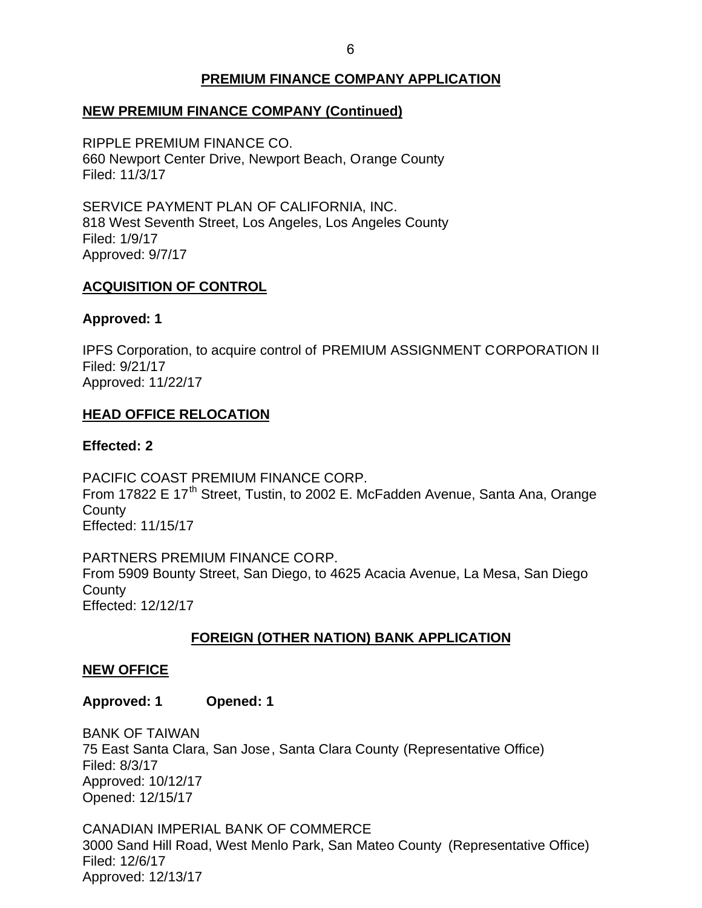## PREMIUM FINANCE COMPANY APPLICATION

### NEW PREMIUM FINANCE COMPANY (Continued)

RIPPLE PREMIUM FINANCE CO.
660 Newport Center Drive, Newport Beach, Orange County
Filed: 11/3/17

SERVICE PAYMENT PLAN OF CALIFORNIA, INC.
818 West Seventh Street, Los Angeles, Los Angeles County
Filed: 1/9/17
Approved: 9/7/17

### ACQUISITION OF CONTROL

**Approved: 1**

IPFS Corporation, to acquire control of PREMIUM ASSIGNMENT CORPORATION II
Filed: 9/21/17
Approved: 11/22/17

### HEAD OFFICE RELOCATION

**Effected: 2**

PACIFIC COAST PREMIUM FINANCE CORP.
From 17822 E 17th Street, Tustin, to 2002 E. McFadden Avenue, Santa Ana, Orange County
Effected: 11/15/17

PARTNERS PREMIUM FINANCE CORP.
From 5909 Bounty Street, San Diego, to 4625 Acacia Avenue, La Mesa, San Diego County
Effected: 12/12/17

## FOREIGN (OTHER NATION) BANK APPLICATION

### NEW OFFICE

**Approved: 1 Opened: 1**

BANK OF TAIWAN
75 East Santa Clara, San Jose, Santa Clara County (Representative Office)
Filed: 8/3/17
Approved: 10/12/17
Opened: 12/15/17

CANADIAN IMPERIAL BANK OF COMMERCE
3000 Sand Hill Road, West Menlo Park, San Mateo County (Representative Office)
Filed: 12/6/17
Approved: 12/13/17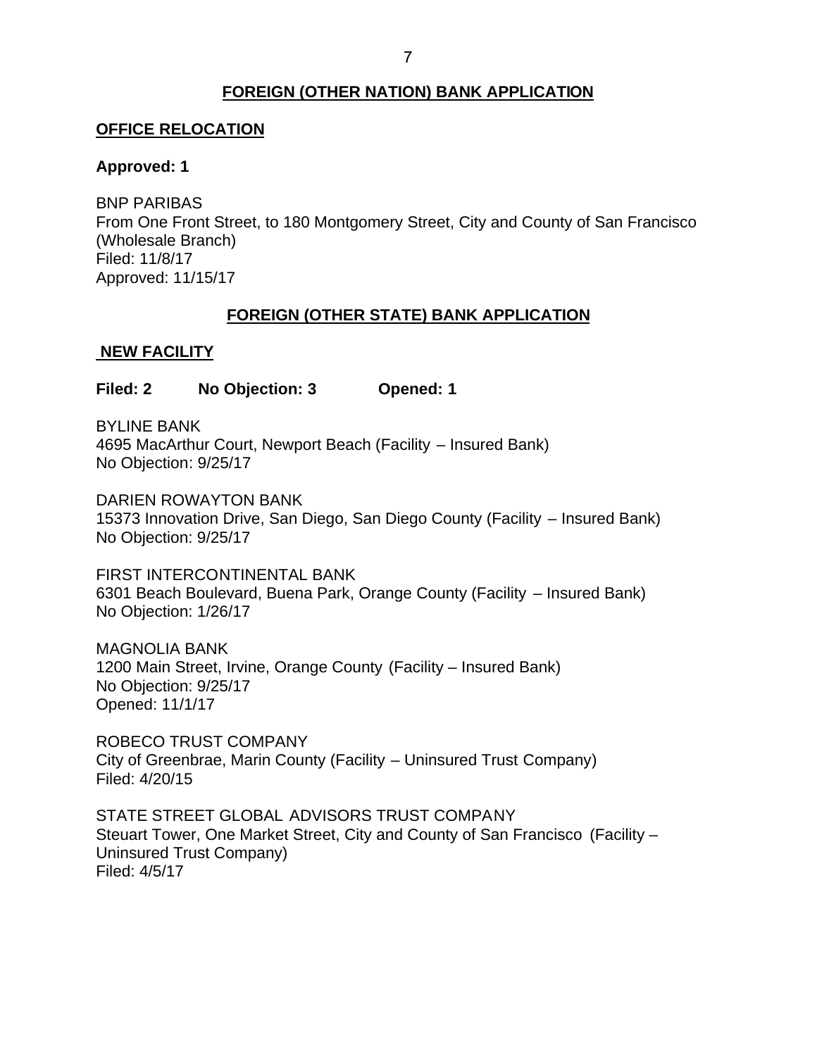## FOREIGN (OTHER NATION) BANK APPLICATION

### OFFICE RELOCATION

**Approved: 1**

BNP PARIBAS
From One Front Street, to 180 Montgomery Street, City and County of San Francisco (Wholesale Branch)
Filed: 11/8/17
Approved: 11/15/17

## FOREIGN (OTHER STATE) BANK APPLICATION

### NEW FACILITY

**Filed: 2 No Objection: 3 Opened: 1**

BYLINE BANK
4695 MacArthur Court, Newport Beach (Facility – Insured Bank)
No Objection: 9/25/17

DARIEN ROWAYTON BANK
15373 Innovation Drive, San Diego, San Diego County (Facility – Insured Bank)
No Objection: 9/25/17

FIRST INTERCONTINENTAL BANK
6301 Beach Boulevard, Buena Park, Orange County (Facility – Insured Bank)
No Objection: 1/26/17

MAGNOLIA BANK
1200 Main Street, Irvine, Orange County (Facility – Insured Bank)
No Objection: 9/25/17
Opened: 11/1/17

ROBECO TRUST COMPANY
City of Greenbrae, Marin County (Facility – Uninsured Trust Company)
Filed: 4/20/15

STATE STREET GLOBAL ADVISORS TRUST COMPANY
Steuart Tower, One Market Street, City and County of San Francisco (Facility – Uninsured Trust Company)
Filed: 4/5/17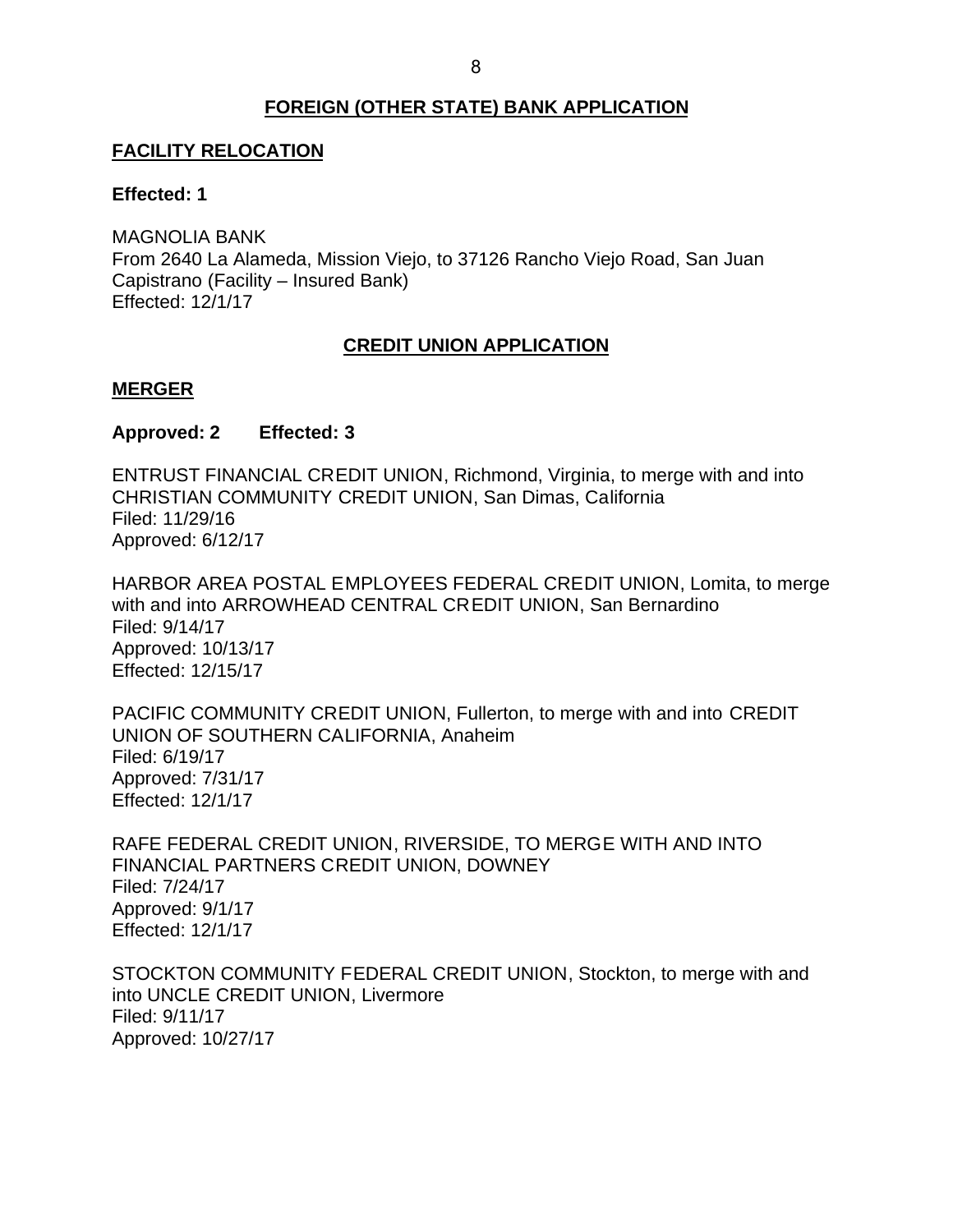## FOREIGN (OTHER STATE) BANK APPLICATION

### FACILITY RELOCATION

**Effected: 1**

MAGNOLIA BANK
From 2640 La Alameda, Mission Viejo, to 37126 Rancho Viejo Road, San Juan Capistrano (Facility – Insured Bank)
Effected: 12/1/17

## CREDIT UNION APPLICATION

### MERGER

**Approved: 2 Effected: 3**

ENTRUST FINANCIAL CREDIT UNION, Richmond, Virginia, to merge with and into CHRISTIAN COMMUNITY CREDIT UNION, San Dimas, California
Filed: 11/29/16
Approved: 6/12/17

HARBOR AREA POSTAL EMPLOYEES FEDERAL CREDIT UNION, Lomita, to merge with and into ARROWHEAD CENTRAL CREDIT UNION, San Bernardino
Filed: 9/14/17
Approved: 10/13/17
Effected: 12/15/17

PACIFIC COMMUNITY CREDIT UNION, Fullerton, to merge with and into CREDIT UNION OF SOUTHERN CALIFORNIA, Anaheim
Filed: 6/19/17
Approved: 7/31/17
Effected: 12/1/17

RAFE FEDERAL CREDIT UNION, RIVERSIDE, TO MERGE WITH AND INTO FINANCIAL PARTNERS CREDIT UNION, DOWNEY
Filed: 7/24/17
Approved: 9/1/17
Effected: 12/1/17

STOCKTON COMMUNITY FEDERAL CREDIT UNION, Stockton, to merge with and into UNCLE CREDIT UNION, Livermore
Filed: 9/11/17
Approved: 10/27/17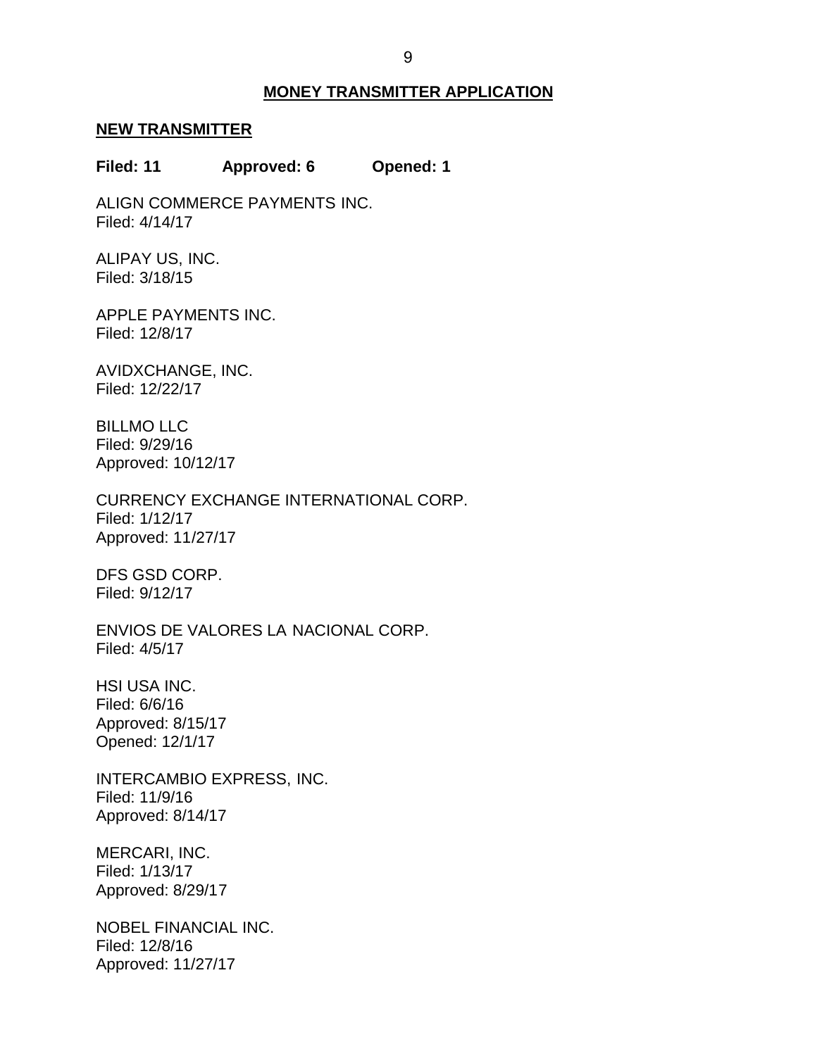## MONEY TRANSMITTER APPLICATION

### NEW TRANSMITTER

**Filed: 11 Approved: 6 Opened: 1**

ALIGN COMMERCE PAYMENTS INC.
Filed: 4/14/17

ALIPAY US, INC.
Filed: 3/18/15

APPLE PAYMENTS INC.
Filed: 12/8/17

AVIDXCHANGE, INC.
Filed: 12/22/17

BILLMO LLC
Filed: 9/29/16
Approved: 10/12/17

CURRENCY EXCHANGE INTERNATIONAL CORP.
Filed: 1/12/17
Approved: 11/27/17

DFS GSD CORP.
Filed: 9/12/17

ENVIOS DE VALORES LA NACIONAL CORP.
Filed: 4/5/17

HSI USA INC.
Filed: 6/6/16
Approved: 8/15/17
Opened: 12/1/17

INTERCAMBIO EXPRESS, INC.
Filed: 11/9/16
Approved: 8/14/17

MERCARI, INC.
Filed: 1/13/17
Approved: 8/29/17

NOBEL FINANCIAL INC.
Filed: 12/8/16
Approved: 11/27/17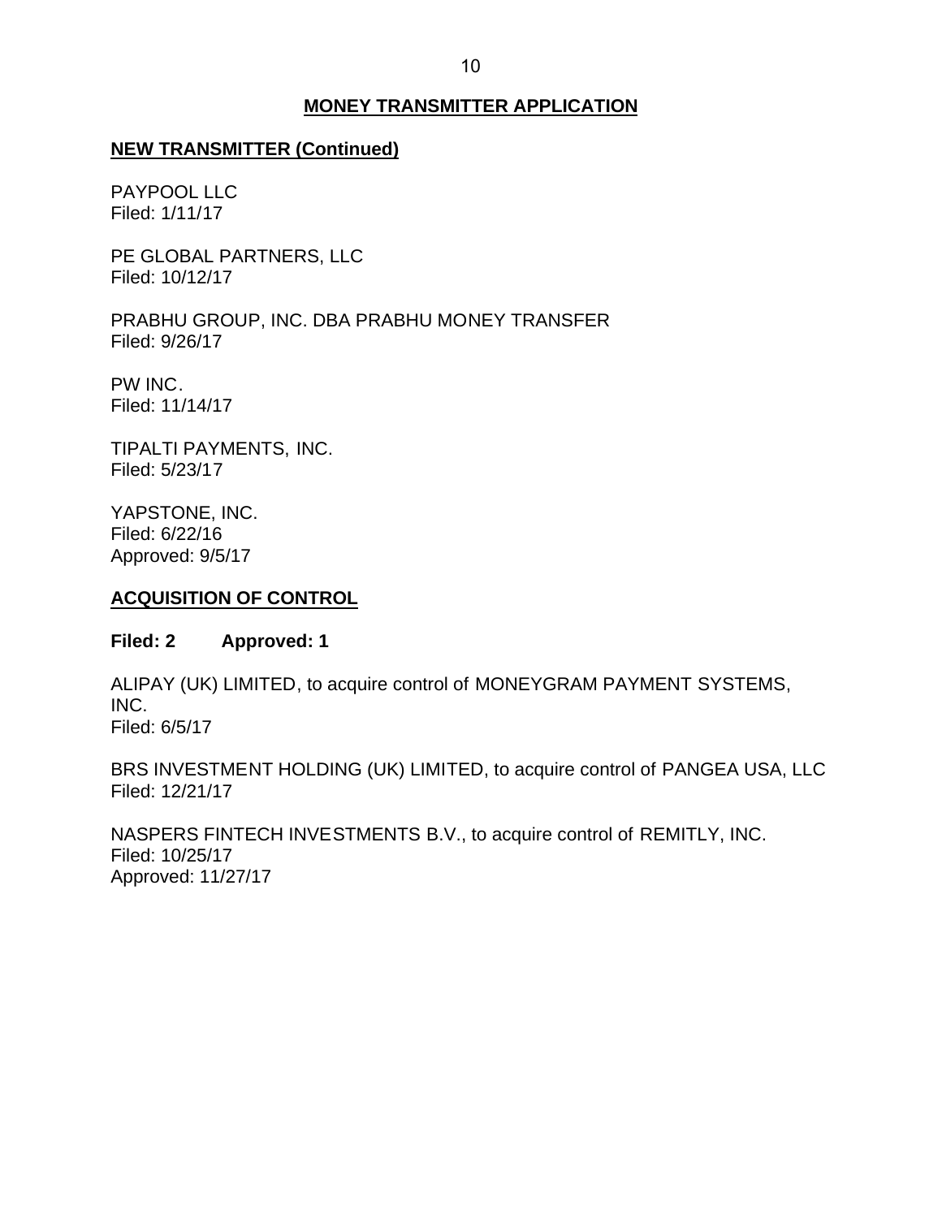## MONEY TRANSMITTER APPLICATION

### NEW TRANSMITTER (Continued)

PAYPOOL LLC
Filed: 1/11/17

PE GLOBAL PARTNERS, LLC
Filed: 10/12/17

PRABHU GROUP, INC. DBA PRABHU MONEY TRANSFER
Filed: 9/26/17

PW INC.
Filed: 11/14/17

TIPALTI PAYMENTS, INC.
Filed: 5/23/17

YAPSTONE, INC.
Filed: 6/22/16
Approved: 9/5/17

### ACQUISITION OF CONTROL

**Filed: 2 Approved: 1**

ALIPAY (UK) LIMITED, to acquire control of MONEYGRAM PAYMENT SYSTEMS, INC.
Filed: 6/5/17

BRS INVESTMENT HOLDING (UK) LIMITED, to acquire control of PANGEA USA, LLC
Filed: 12/21/17

NASPERS FINTECH INVESTMENTS B.V., to acquire control of REMITLY, INC.
Filed: 10/25/17
Approved: 11/27/17